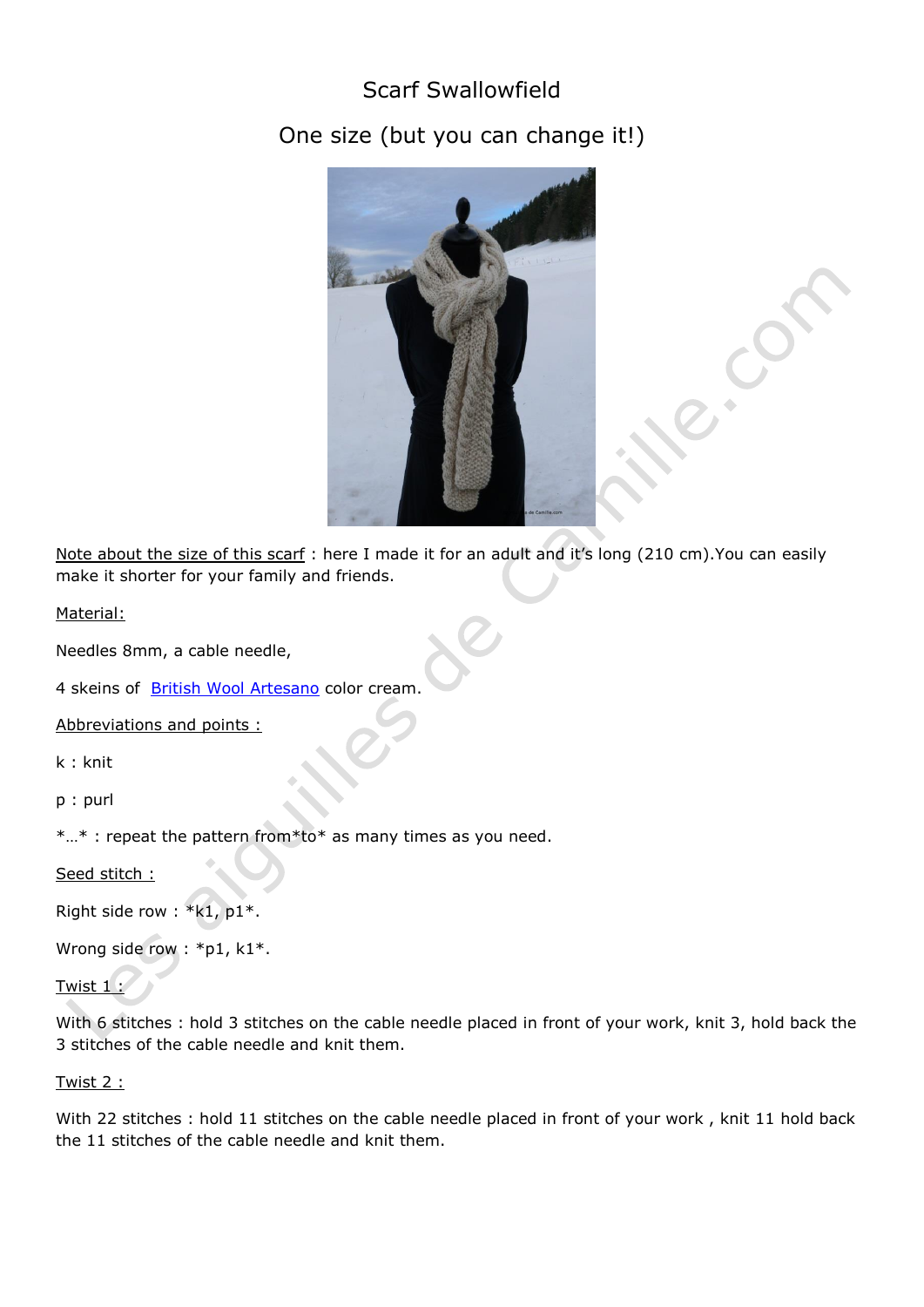# Scarf Swallowfield

## One size (but you can change it!)

Note about the size of this scarf : here I made it for an adult and it's long (210 cm).You can easily make it shorter for your family and friends.

Material:

Needles 8mm, a cable needle,

4 skeins of [British Wool Artesano]() color cream.

Abbreviations and points :

k : knit

p : purl

*…* : repeat the pattern from*to* as many times as you need.

Seed stitch :

Right side row : *k1, p1*.

Wrong side row : *p1, k1*.

Twist 1 :

With 6 stitches : hold 3 stitches on the cable needle placed in front of your work, knit 3, hold back the 3 stitches of the cable needle and knit them.

Twist 2 :

With 22 stitches : hold 11 stitches on the cable needle placed in front of your work , knit 11 hold back the 11 stitches of the cable needle and knit them.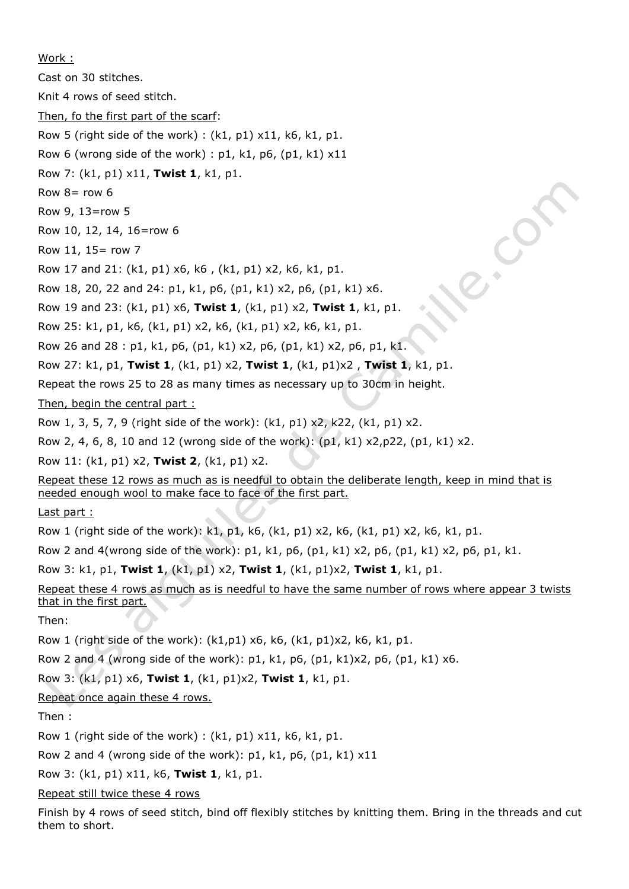<u>Work :</u>

Cast on 30 stitches.

Knit 4 rows of seed stitch.

<u>Then, fo the first part of the scarf</u>:

Row 5 (right side of the work) : (k1, p1) x11, k6, k1, p1.

Row 6 (wrong side of the work) : p1, k1, p6, (p1, k1) x11

Row 7: (k1, p1) x11, **Twist 1**, k1, p1.

Row 8= row 6

Row 9, 13=row 5

Row 10, 12, 14, 16=row 6

Row 11, 15= row 7

Row 17 and 21: (k1, p1) x6, k6 , (k1, p1) x2, k6, k1, p1.

Row 18, 20, 22 and 24: p1, k1, p6, (p1, k1) x2, p6, (p1, k1) x6.

Row 19 and 23: (k1, p1) x6, **Twist 1**, (k1, p1) x2, **Twist 1**, k1, p1.

Row 25: k1, p1, k6, (k1, p1) x2, k6, (k1, p1) x2, k6, k1, p1.

Row 26 and 28 : p1, k1, p6, (p1, k1) x2, p6, (p1, k1) x2, p6, p1, k1.

Row 27: k1, p1, **Twist 1**, (k1, p1) x2, **Twist 1**, (k1, p1)x2 , **Twist 1**, k1, p1.

Repeat the rows 25 to 28 as many times as necessary up to 30cm in height.

<u>Then, begin the central part :</u>

Row 1, 3, 5, 7, 9 (right side of the work): (k1, p1) x2, k22, (k1, p1) x2.

Row 2, 4, 6, 8, 10 and 12 (wrong side of the work): (p1, k1) x2,p22, (p1, k1) x2.

Row 11: (k1, p1) x2, **Twist 2**, (k1, p1) x2.

<u>Repeat these 12 rows as much as is needful to obtain the deliberate length, keep in mind that is needed enough wool to make face to face of the first part.</u>

<u>Last part :</u>

Row 1 (right side of the work): k1, p1, k6, (k1, p1) x2, k6, (k1, p1) x2, k6, k1, p1.

Row 2 and 4(wrong side of the work): p1, k1, p6, (p1, k1) x2, p6, (p1, k1) x2, p6, p1, k1.

Row 3: k1, p1, **Twist 1**, (k1, p1) x2, **Twist 1**, (k1, p1)x2, **Twist 1**, k1, p1.

<u>Repeat these 4 rows as much as is needful to have the same number of rows where appear 3 twists that in the first part.</u>

Then:

Row 1 (right side of the work): (k1,p1) x6, k6, (k1, p1)x2, k6, k1, p1.

Row 2 and 4 (wrong side of the work): p1, k1, p6, (p1, k1)x2, p6, (p1, k1) x6.

Row 3: (k1, p1) x6, **Twist 1**, (k1, p1)x2, **Twist 1**, k1, p1.

<u>Repeat once again these 4 rows.</u>

Then :

Row 1 (right side of the work) : (k1, p1) x11, k6, k1, p1.

Row 2 and 4 (wrong side of the work): p1, k1, p6, (p1, k1) x11

Row 3: (k1, p1) x11, k6, **Twist 1**, k1, p1.

<u>Repeat still twice these 4 rows</u>

Finish by 4 rows of seed stitch, bind off flexibly stitches by knitting them. Bring in the threads and cut them to short.